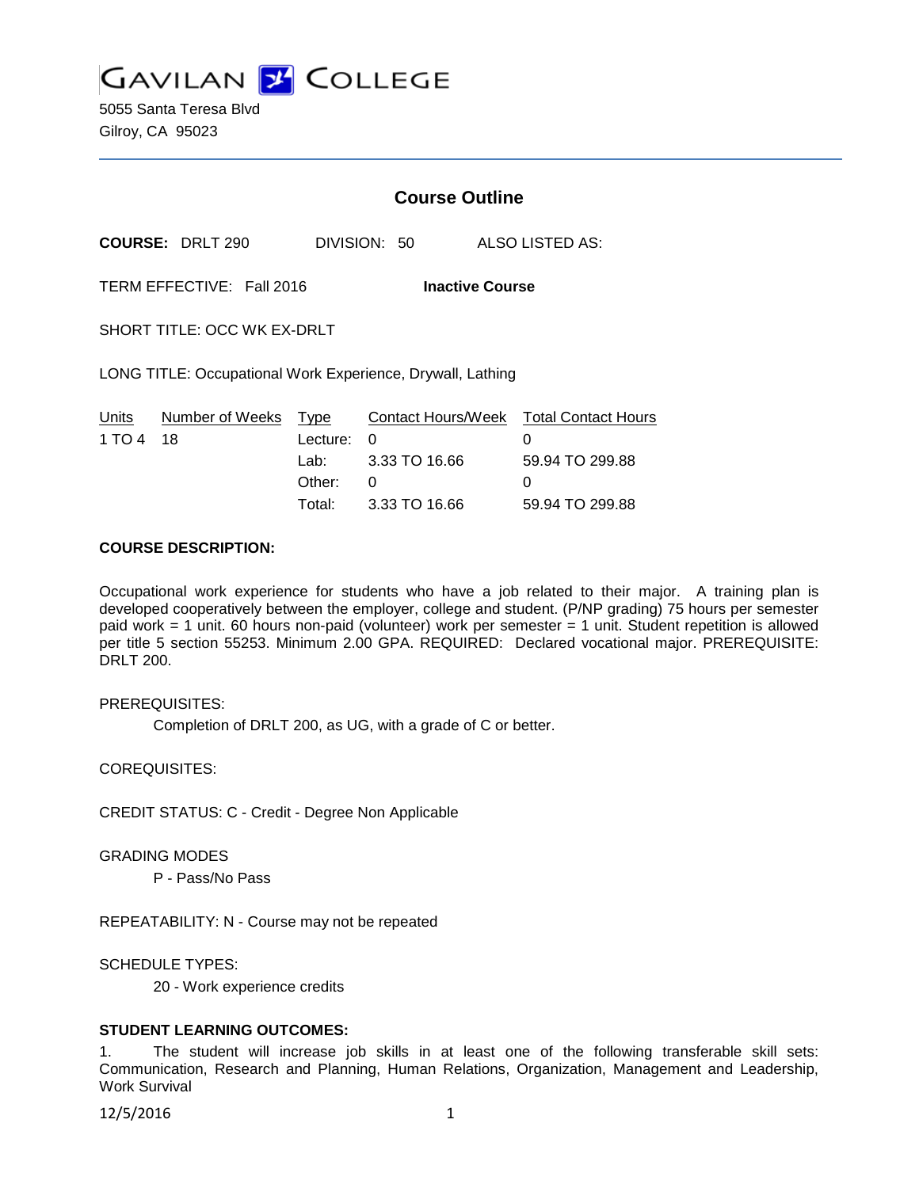# GAVILAN COLLEGE

5055 Santa Teresa Blvd
Gilroy, CA 95023

## Course Outline

**COURSE:** DRLT 290 DIVISION: 50 ALSO LISTED AS:

TERM EFFECTIVE: Fall 2016 **Inactive Course**

SHORT TITLE: OCC WK EX-DRLT

LONG TITLE: Occupational Work Experience, Drywall, Lathing

| Units | Number of Weeks | Type | Contact Hours/Week | Total Contact Hours |
|---|---|---|---|---|
| 1 TO 4 | 18 | Lecture: | 0 | 0 |
| | | Lab: | 3.33 TO 16.66 | 59.94 TO 299.88 |
| | | Other: | 0 | 0 |
| | | Total: | 3.33 TO 16.66 | 59.94 TO 299.88 |

**COURSE DESCRIPTION:**

Occupational work experience for students who have a job related to their major. A training plan is developed cooperatively between the employer, college and student. (P/NP grading) 75 hours per semester paid work = 1 unit. 60 hours non-paid (volunteer) work per semester = 1 unit. Student repetition is allowed per title 5 section 55253. Minimum 2.00 GPA. REQUIRED: Declared vocational major. PREREQUISITE: DRLT 200.

PREREQUISITES:

Completion of DRLT 200, as UG, with a grade of C or better.

COREQUISITES:

CREDIT STATUS: C - Credit - Degree Non Applicable

GRADING MODES

P - Pass/No Pass

REPEATABILITY: N - Course may not be repeated

SCHEDULE TYPES:

20 - Work experience credits

**STUDENT LEARNING OUTCOMES:**

1. The student will increase job skills in at least one of the following transferable skill sets: Communication, Research and Planning, Human Relations, Organization, Management and Leadership, Work Survival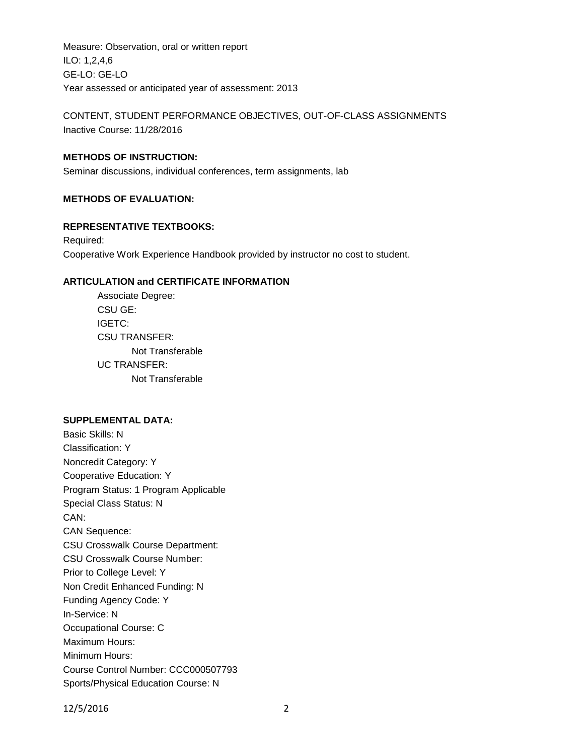Measure: Observation, oral or written report
ILO: 1,2,4,6
GE-LO: GE-LO
Year assessed or anticipated year of assessment: 2013

CONTENT, STUDENT PERFORMANCE OBJECTIVES, OUT-OF-CLASS ASSIGNMENTS
Inactive Course: 11/28/2016

**METHODS OF INSTRUCTION:**
Seminar discussions, individual conferences, term assignments, lab

**METHODS OF EVALUATION:**

**REPRESENTATIVE TEXTBOOKS:**
Required:
Cooperative Work Experience Handbook provided by instructor no cost to student.

**ARTICULATION and CERTIFICATE INFORMATION**

Associate Degree:
CSU GE:
IGETC:
CSU TRANSFER:
    Not Transferable
UC TRANSFER:
    Not Transferable

**SUPPLEMENTAL DATA:**
Basic Skills: N
Classification: Y
Noncredit Category: Y
Cooperative Education: Y
Program Status: 1 Program Applicable
Special Class Status: N
CAN:
CAN Sequence:
CSU Crosswalk Course Department:
CSU Crosswalk Course Number:
Prior to College Level: Y
Non Credit Enhanced Funding: N
Funding Agency Code: Y
In-Service: N
Occupational Course: C
Maximum Hours:
Minimum Hours:
Course Control Number: CCC000507793
Sports/Physical Education Course: N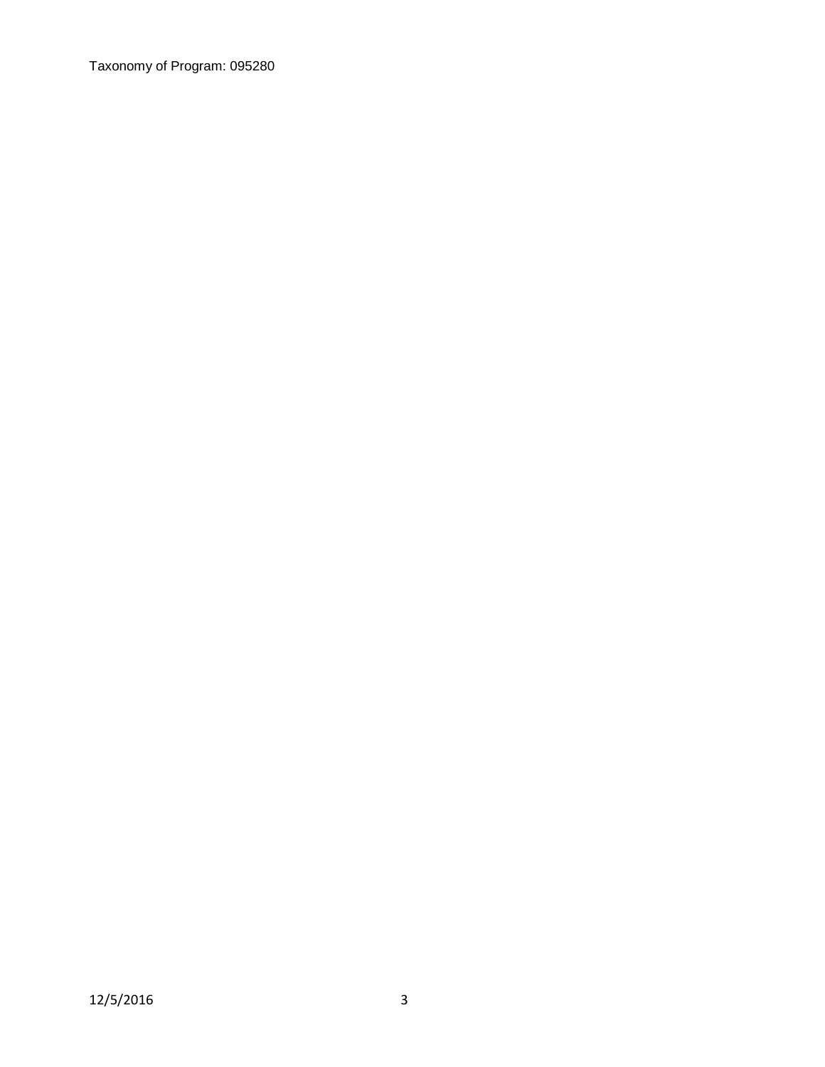Taxonomy of Program: 095280